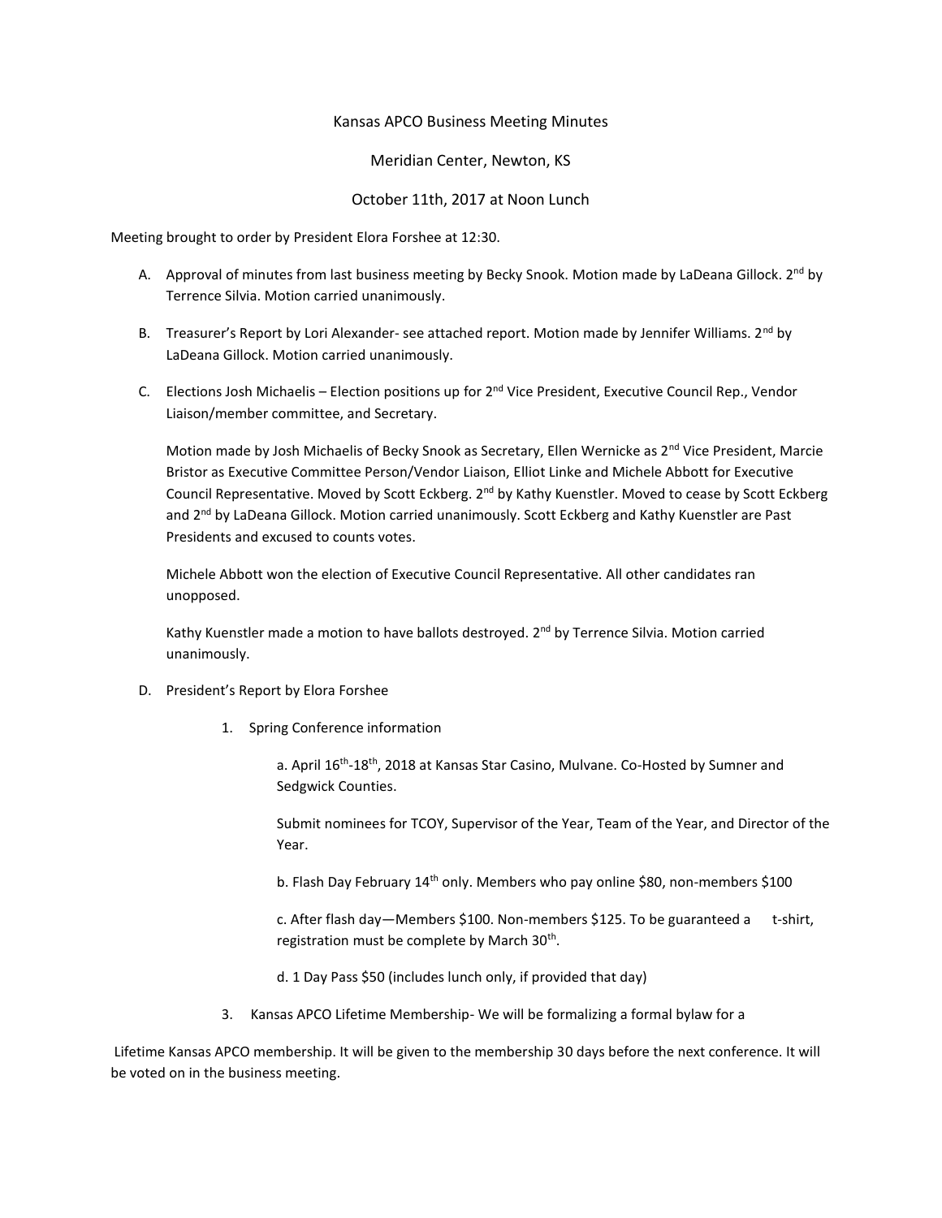# Kansas APCO Business Meeting Minutes

## Meridian Center, Newton, KS

## October 11th, 2017 at Noon Lunch

Meeting brought to order by President Elora Forshee at 12:30.

A. Approval of minutes from last business meeting by Becky Snook. Motion made by LaDeana Gillock. 2nd by Terrence Silvia. Motion carried unanimously.

B. Treasurer's Report by Lori Alexander- see attached report. Motion made by Jennifer Williams. 2nd by LaDeana Gillock. Motion carried unanimously.

C. Elections Josh Michaelis – Election positions up for 2nd Vice President, Executive Council Rep., Vendor Liaison/member committee, and Secretary.

   Motion made by Josh Michaelis of Becky Snook as Secretary, Ellen Wernicke as 2nd Vice President, Marcie Bristor as Executive Committee Person/Vendor Liaison, Elliot Linke and Michele Abbott for Executive Council Representative. Moved by Scott Eckberg. 2nd by Kathy Kuenstler. Moved to cease by Scott Eckberg and 2nd by LaDeana Gillock. Motion carried unanimously. Scott Eckberg and Kathy Kuenstler are Past Presidents and excused to counts votes.

   Michele Abbott won the election of Executive Council Representative. All other candidates ran unopposed.

   Kathy Kuenstler made a motion to have ballots destroyed. 2nd by Terrence Silvia. Motion carried unanimously.

D. President's Report by Elora Forshee

   1. Spring Conference information

      a. April 16th-18th, 2018 at Kansas Star Casino, Mulvane. Co-Hosted by Sumner and Sedgwick Counties.

      Submit nominees for TCOY, Supervisor of the Year, Team of the Year, and Director of the Year.

      b. Flash Day February 14th only. Members who pay online $80, non-members $100

      c. After flash day—Members $100. Non-members $125. To be guaranteed a t-shirt, registration must be complete by March 30th.

      d. 1 Day Pass $50 (includes lunch only, if provided that day)

   3. Kansas APCO Lifetime Membership- We will be formalizing a formal bylaw for a

Lifetime Kansas APCO membership. It will be given to the membership 30 days before the next conference. It will be voted on in the business meeting.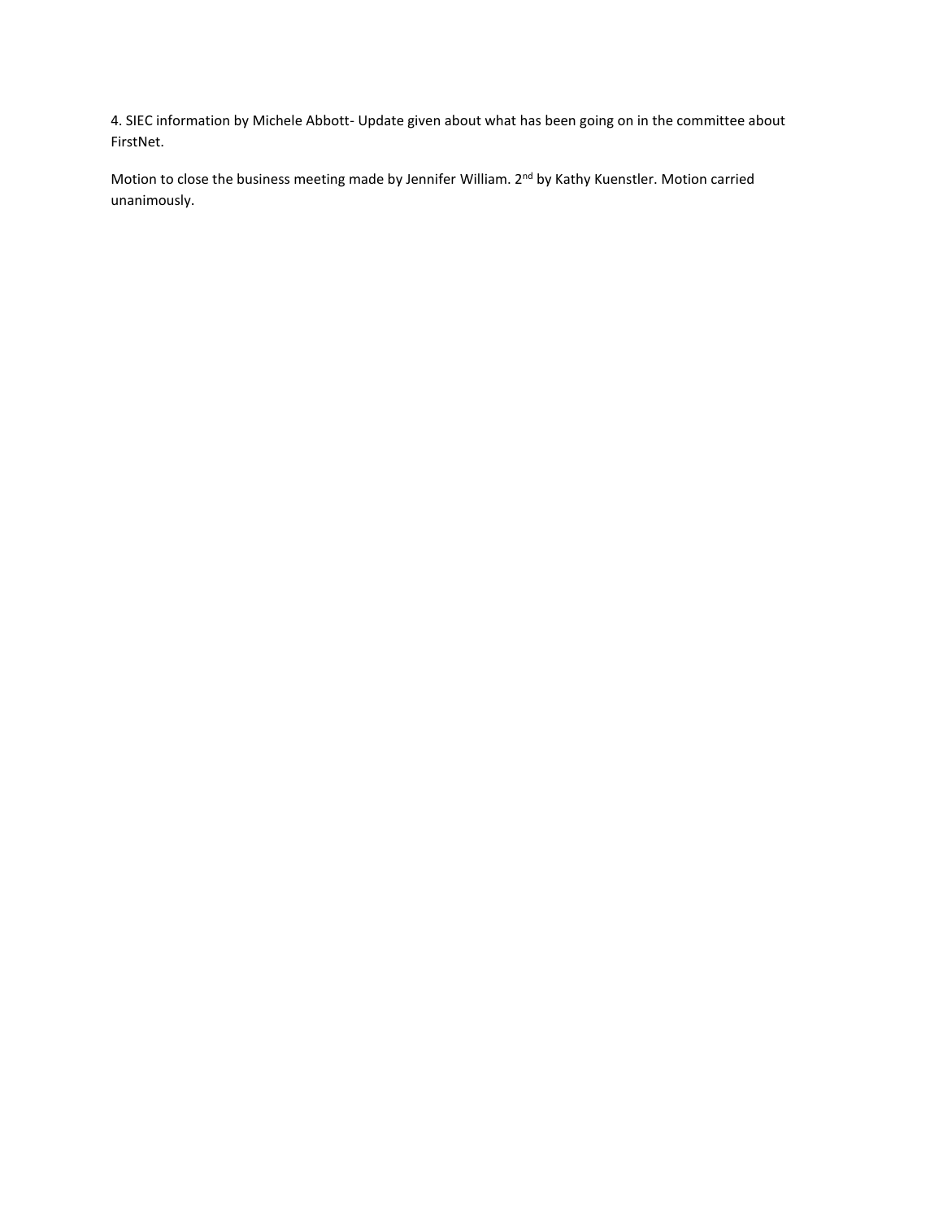4. SIEC information by Michele Abbott- Update given about what has been going on in the committee about FirstNet.

Motion to close the business meeting made by Jennifer William. 2nd by Kathy Kuenstler. Motion carried unanimously.